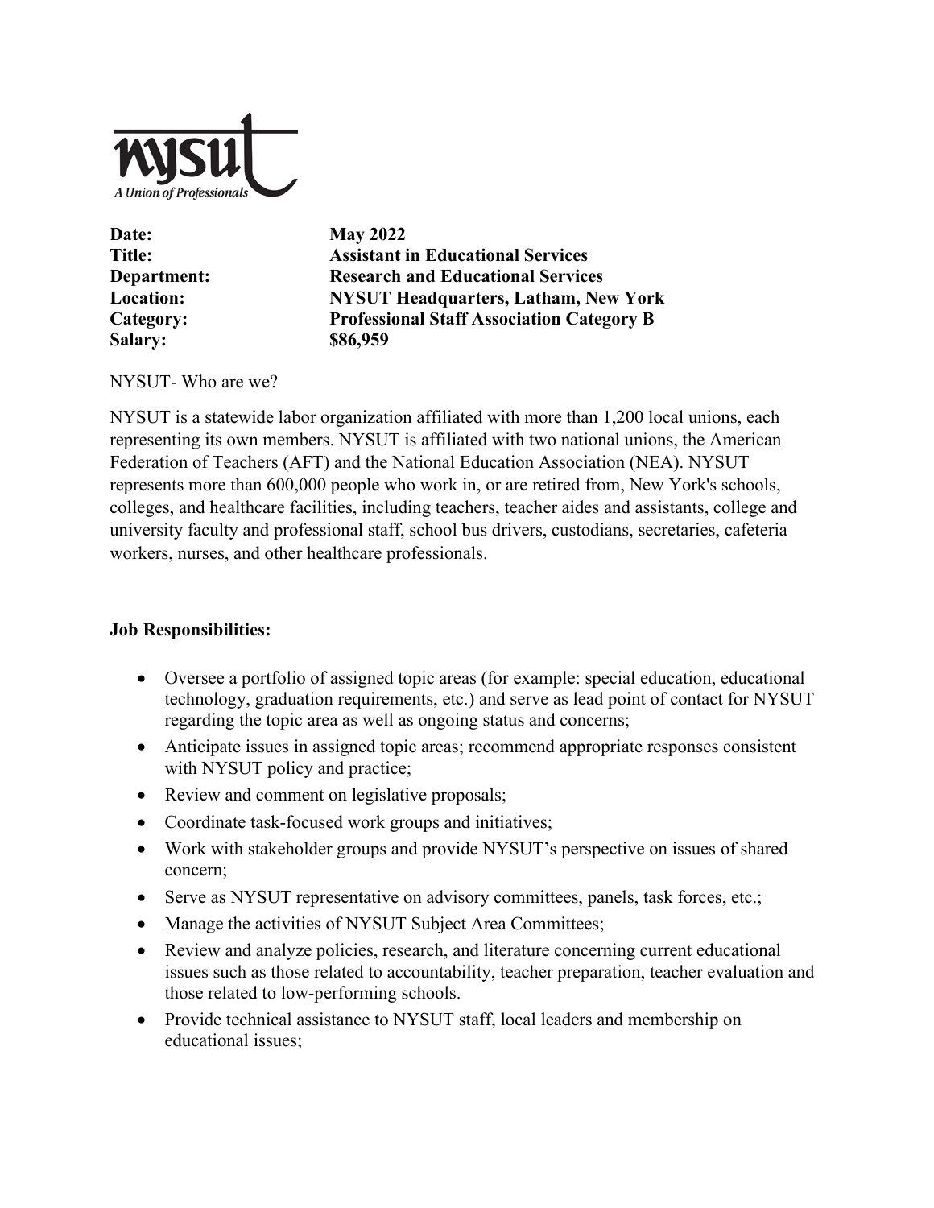nysut
A Union of Professionals

| | |
|---|---|
| **Date:** | **May 2022** |
| **Title:** | **Assistant in Educational Services** |
| **Department:** | **Research and Educational Services** |
| **Location:** | **NYSUT Headquarters, Latham, New York** |
| **Category:** | **Professional Staff Association Category B** |
| **Salary:** | **$86,959** |

NYSUT- Who are we?

NYSUT is a statewide labor organization affiliated with more than 1,200 local unions, each representing its own members. NYSUT is affiliated with two national unions, the American Federation of Teachers (AFT) and the National Education Association (NEA). NYSUT represents more than 600,000 people who work in, or are retired from, New York's schools, colleges, and healthcare facilities, including teachers, teacher aides and assistants, college and university faculty and professional staff, school bus drivers, custodians, secretaries, cafeteria workers, nurses, and other healthcare professionals.

**Job Responsibilities:**

- Oversee a portfolio of assigned topic areas (for example: special education, educational technology, graduation requirements, etc.) and serve as lead point of contact for NYSUT regarding the topic area as well as ongoing status and concerns;
- Anticipate issues in assigned topic areas; recommend appropriate responses consistent with NYSUT policy and practice;
- Review and comment on legislative proposals;
- Coordinate task-focused work groups and initiatives;
- Work with stakeholder groups and provide NYSUT's perspective on issues of shared concern;
- Serve as NYSUT representative on advisory committees, panels, task forces, etc.;
- Manage the activities of NYSUT Subject Area Committees;
- Review and analyze policies, research, and literature concerning current educational issues such as those related to accountability, teacher preparation, teacher evaluation and those related to low-performing schools.
- Provide technical assistance to NYSUT staff, local leaders and membership on educational issues;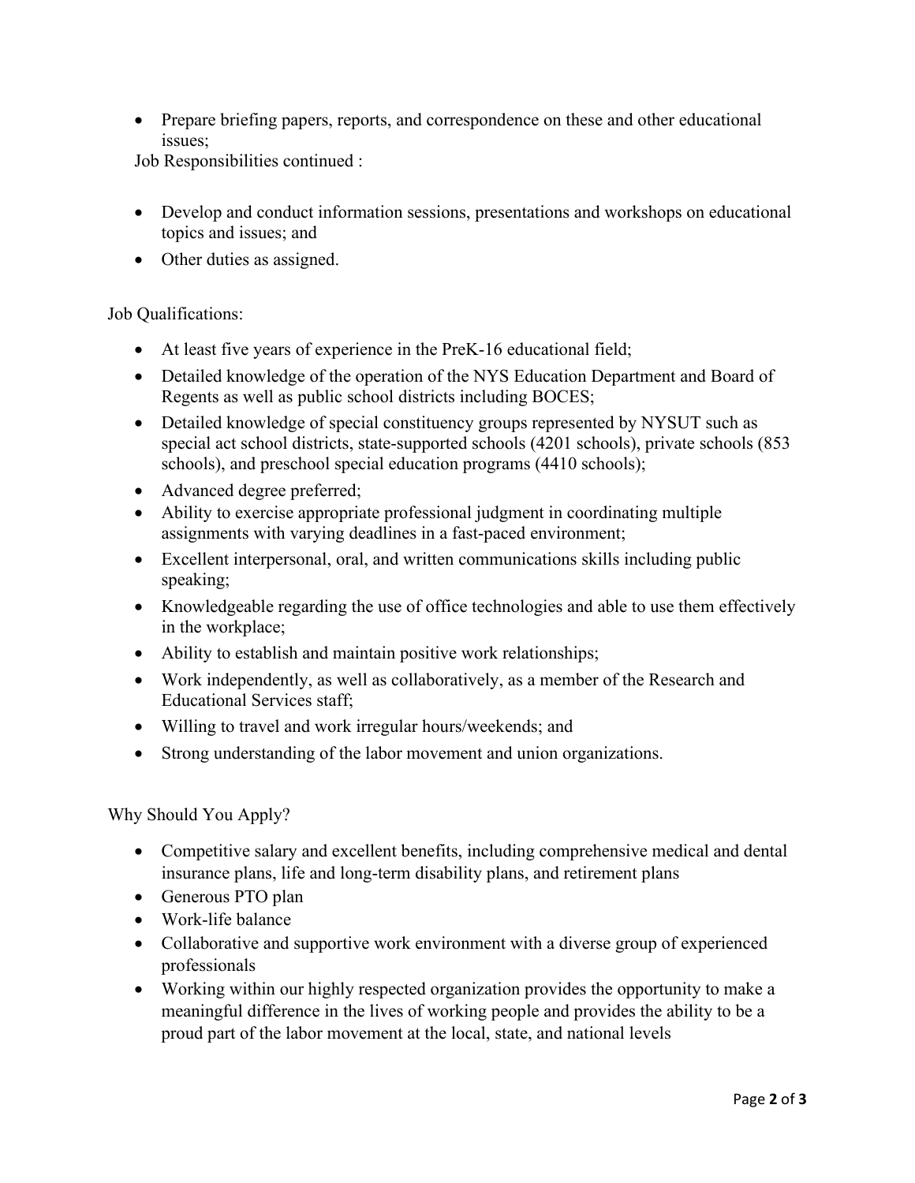- Prepare briefing papers, reports, and correspondence on these and other educational issues;

Job Responsibilities continued :

- Develop and conduct information sessions, presentations and workshops on educational topics and issues; and
- Other duties as assigned.

Job Qualifications:

- At least five years of experience in the PreK-16 educational field;
- Detailed knowledge of the operation of the NYS Education Department and Board of Regents as well as public school districts including BOCES;
- Detailed knowledge of special constituency groups represented by NYSUT such as special act school districts, state-supported schools (4201 schools), private schools (853 schools), and preschool special education programs (4410 schools);
- Advanced degree preferred;
- Ability to exercise appropriate professional judgment in coordinating multiple assignments with varying deadlines in a fast-paced environment;
- Excellent interpersonal, oral, and written communications skills including public speaking;
- Knowledgeable regarding the use of office technologies and able to use them effectively in the workplace;
- Ability to establish and maintain positive work relationships;
- Work independently, as well as collaboratively, as a member of the Research and Educational Services staff;
- Willing to travel and work irregular hours/weekends; and
- Strong understanding of the labor movement and union organizations.

Why Should You Apply?

- Competitive salary and excellent benefits, including comprehensive medical and dental insurance plans, life and long-term disability plans, and retirement plans
- Generous PTO plan
- Work-life balance
- Collaborative and supportive work environment with a diverse group of experienced professionals
- Working within our highly respected organization provides the opportunity to make a meaningful difference in the lives of working people and provides the ability to be a proud part of the labor movement at the local, state, and national levels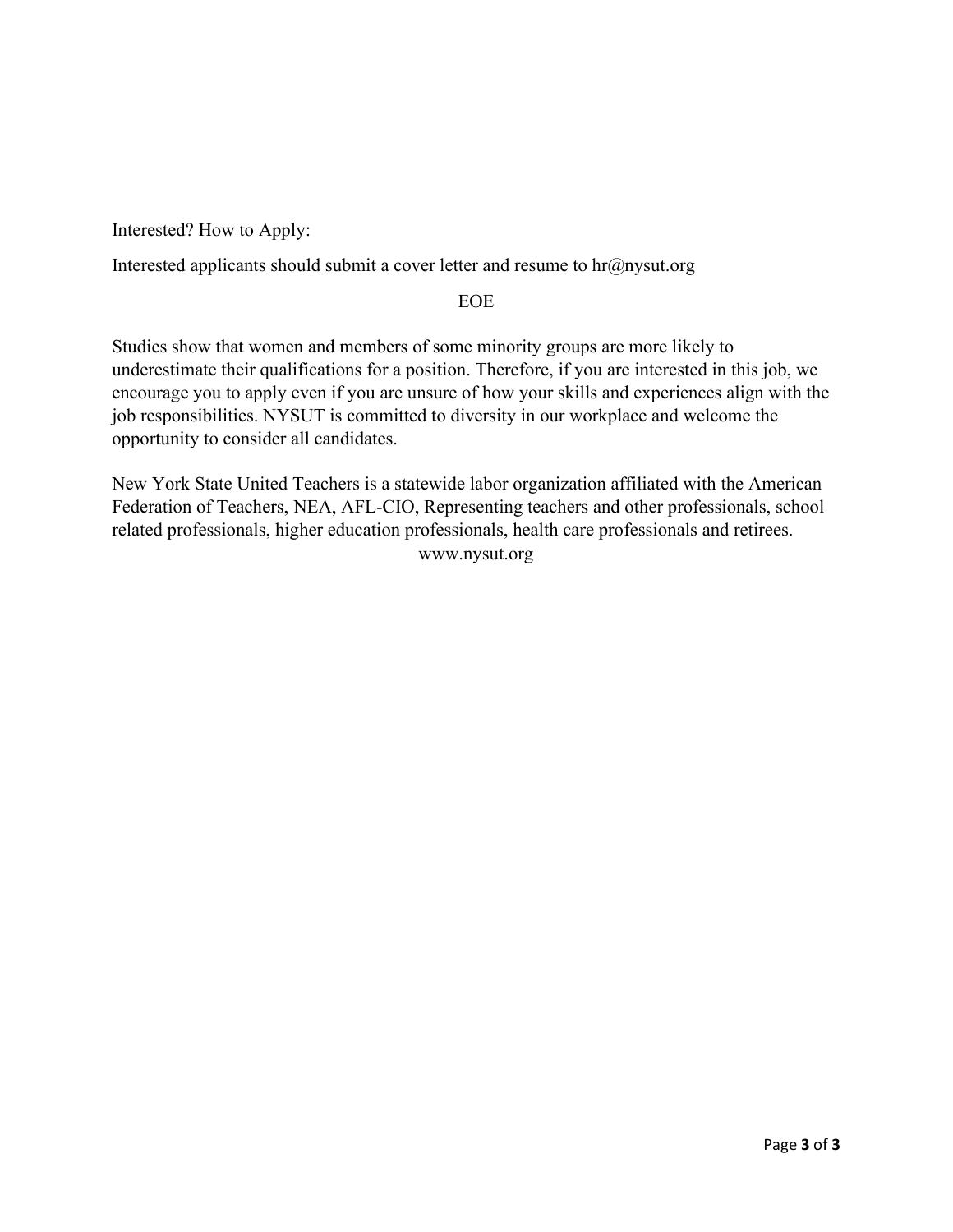Interested? How to Apply:

Interested applicants should submit a cover letter and resume to hr@nysut.org

EOE

Studies show that women and members of some minority groups are more likely to underestimate their qualifications for a position. Therefore, if you are interested in this job, we encourage you to apply even if you are unsure of how your skills and experiences align with the job responsibilities. NYSUT is committed to diversity in our workplace and welcome the opportunity to consider all candidates.

New York State United Teachers is a statewide labor organization affiliated with the American Federation of Teachers, NEA, AFL-CIO, Representing teachers and other professionals, school related professionals, higher education professionals, health care professionals and retirees.
www.nysut.org